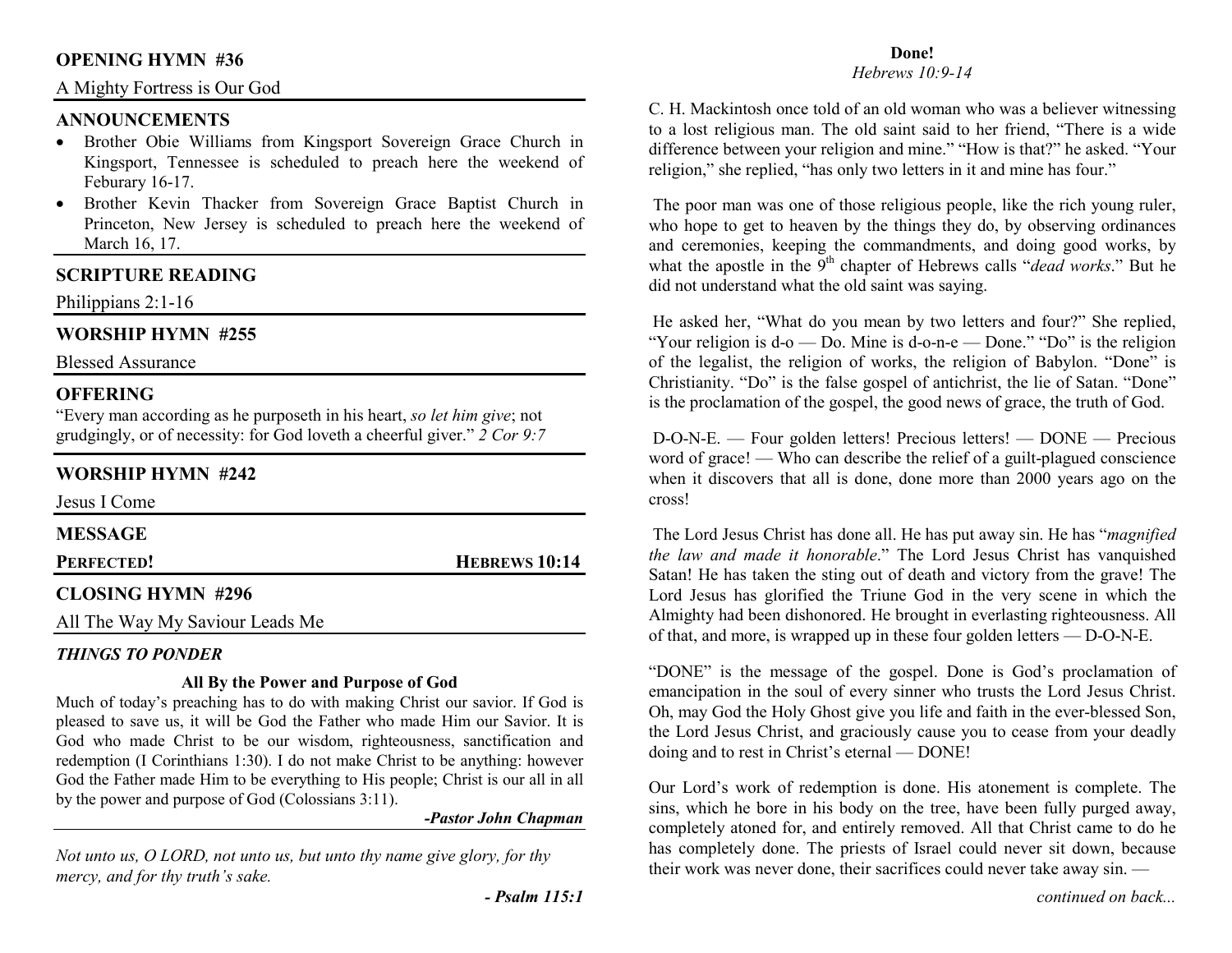## OPENING HYMN #36

A Mighty Fortress is Our God

## ANNOUNCEMENTS

- Brother Obie Williams from Kingsport Sovereign Grace Church in Kingsport, Tennessee is scheduled to preach here the weekend of Feburary 16-17.
- Brother Kevin Thacker from Sovereign Grace Baptist Church in Princeton, New Jersey is scheduled to preach here the weekend of March 16, 17.

## SCRIPTURE READING

Philippians 2:1-16

## WORSHIP HYMN #255

Blessed Assurance

## OFFERING

"Every man according as he purposeth in his heart, *so let him give*; not grudgingly, or of necessity: for God loveth a cheerful giver." *2 Cor 9:7*

## WORSHIP HYMN #242

Jesus I Come

## MESSAGE

**PERFECTED!** **HEBREWS 10:14**

## CLOSING HYMN #296

All The Way My Saviour Leads Me

### *THINGS TO PONDER*

**All By the Power and Purpose of God**

Much of today's preaching has to do with making Christ our savior. If God is pleased to save us, it will be God the Father who made Him our Savior. It is God who made Christ to be our wisdom, righteousness, sanctification and redemption (I Corinthians 1:30). I do not make Christ to be anything: however God the Father made Him to be everything to His people; Christ is our all in all by the power and purpose of God (Colossians 3:11).

***-Pastor John Chapman***

*Not unto us, O LORD, not unto us, but unto thy name give glory, for thy mercy, and for thy truth's sake.*

***- Psalm 115:1***

## Done!

*Hebrews 10:9-14*

C. H. Mackintosh once told of an old woman who was a believer witnessing to a lost religious man. The old saint said to her friend, "There is a wide difference between your religion and mine." "How is that?" he asked. "Your religion," she replied, "has only two letters in it and mine has four."

The poor man was one of those religious people, like the rich young ruler, who hope to get to heaven by the things they do, by observing ordinances and ceremonies, keeping the commandments, and doing good works, by what the apostle in the 9th chapter of Hebrews calls "*dead works*." But he did not understand what the old saint was saying.

He asked her, "What do you mean by two letters and four?" She replied, "Your religion is d-o — Do. Mine is d-o-n-e — Done." "Do" is the religion of the legalist, the religion of works, the religion of Babylon. "Done" is Christianity. "Do" is the false gospel of antichrist, the lie of Satan. "Done" is the proclamation of the gospel, the good news of grace, the truth of God.

D-O-N-E. — Four golden letters! Precious letters! — DONE — Precious word of grace! — Who can describe the relief of a guilt-plagued conscience when it discovers that all is done, done more than 2000 years ago on the cross!

The Lord Jesus Christ has done all. He has put away sin. He has "*magnified the law and made it honorable*." The Lord Jesus Christ has vanquished Satan! He has taken the sting out of death and victory from the grave! The Lord Jesus has glorified the Triune God in the very scene in which the Almighty had been dishonored. He brought in everlasting righteousness. All of that, and more, is wrapped up in these four golden letters — D-O-N-E.

"DONE" is the message of the gospel. Done is God's proclamation of emancipation in the soul of every sinner who trusts the Lord Jesus Christ. Oh, may God the Holy Ghost give you life and faith in the ever-blessed Son, the Lord Jesus Christ, and graciously cause you to cease from your deadly doing and to rest in Christ's eternal — DONE!

Our Lord's work of redemption is done. His atonement is complete. The sins, which he bore in his body on the tree, have been fully purged away, completely atoned for, and entirely removed. All that Christ came to do he has completely done. The priests of Israel could never sit down, because their work was never done, their sacrifices could never take away sin. —

*continued on back...*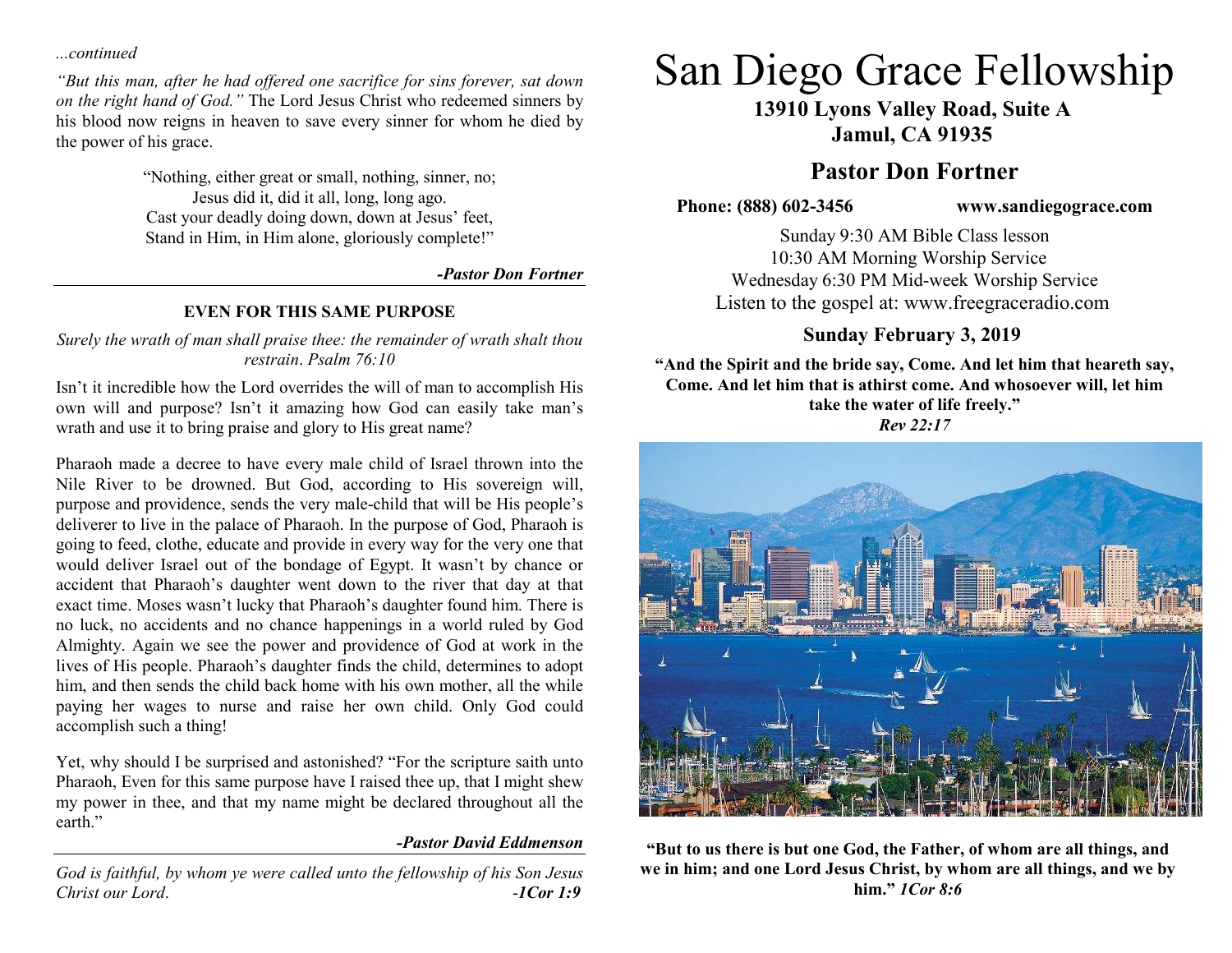*...continued*

*"But this man, after he had offered one sacrifice for sins forever, sat down on the right hand of God."* The Lord Jesus Christ who redeemed sinners by his blood now reigns in heaven to save every sinner for whom he died by the power of his grace.

"Nothing, either great or small, nothing, sinner, no;
Jesus did it, did it all, long, long ago.
Cast your deadly doing down, down at Jesus' feet,
Stand in Him, in Him alone, gloriously complete!"

***-Pastor Don Fortner***

---

**EVEN FOR THIS SAME PURPOSE**

*Surely the wrath of man shall praise thee: the remainder of wrath shalt thou restrain. Psalm 76:10*

Isn't it incredible how the Lord overrides the will of man to accomplish His own will and purpose? Isn't it amazing how God can easily take man's wrath and use it to bring praise and glory to His great name?

Pharaoh made a decree to have every male child of Israel thrown into the Nile River to be drowned. But God, according to His sovereign will, purpose and providence, sends the very male-child that will be His people's deliverer to live in the palace of Pharaoh. In the purpose of God, Pharaoh is going to feed, clothe, educate and provide in every way for the very one that would deliver Israel out of the bondage of Egypt. It wasn't by chance or accident that Pharaoh's daughter went down to the river that day at that exact time. Moses wasn't lucky that Pharaoh's daughter found him. There is no luck, no accidents and no chance happenings in a world ruled by God Almighty. Again we see the power and providence of God at work in the lives of His people. Pharaoh's daughter finds the child, determines to adopt him, and then sends the child back home with his own mother, all the while paying her wages to nurse and raise her own child. Only God could accomplish such a thing!

Yet, why should I be surprised and astonished? "For the scripture saith unto Pharaoh, Even for this same purpose have I raised thee up, that I might shew my power in thee, and that my name might be declared throughout all the earth."

***-Pastor David Eddmenson***

---

*God is faithful, by whom ye were called unto the fellowship of his Son Jesus Christ our Lord.* ***-1Cor 1:9***

# San Diego Grace Fellowship

**13910 Lyons Valley Road, Suite A**
**Jamul, CA 91935**

## Pastor Don Fortner

**Phone: (888) 602-3456** **www.sandiegograce.com**

Sunday 9:30 AM Bible Class lesson
10:30 AM Morning Worship Service
Wednesday 6:30 PM Mid-week Worship Service
Listen to the gospel at: www.freegraceradio.com

### Sunday February 3, 2019

**"And the Spirit and the bride say, Come. And let him that heareth say, Come. And let him that is athirst come. And whosoever will, let him take the water of life freely."**
***Rev 22:17***

**"But to us there is but one God, the Father, of whom are all things, and we in him; and one Lord Jesus Christ, by whom are all things, and we by him."** ***1Cor 8:6***